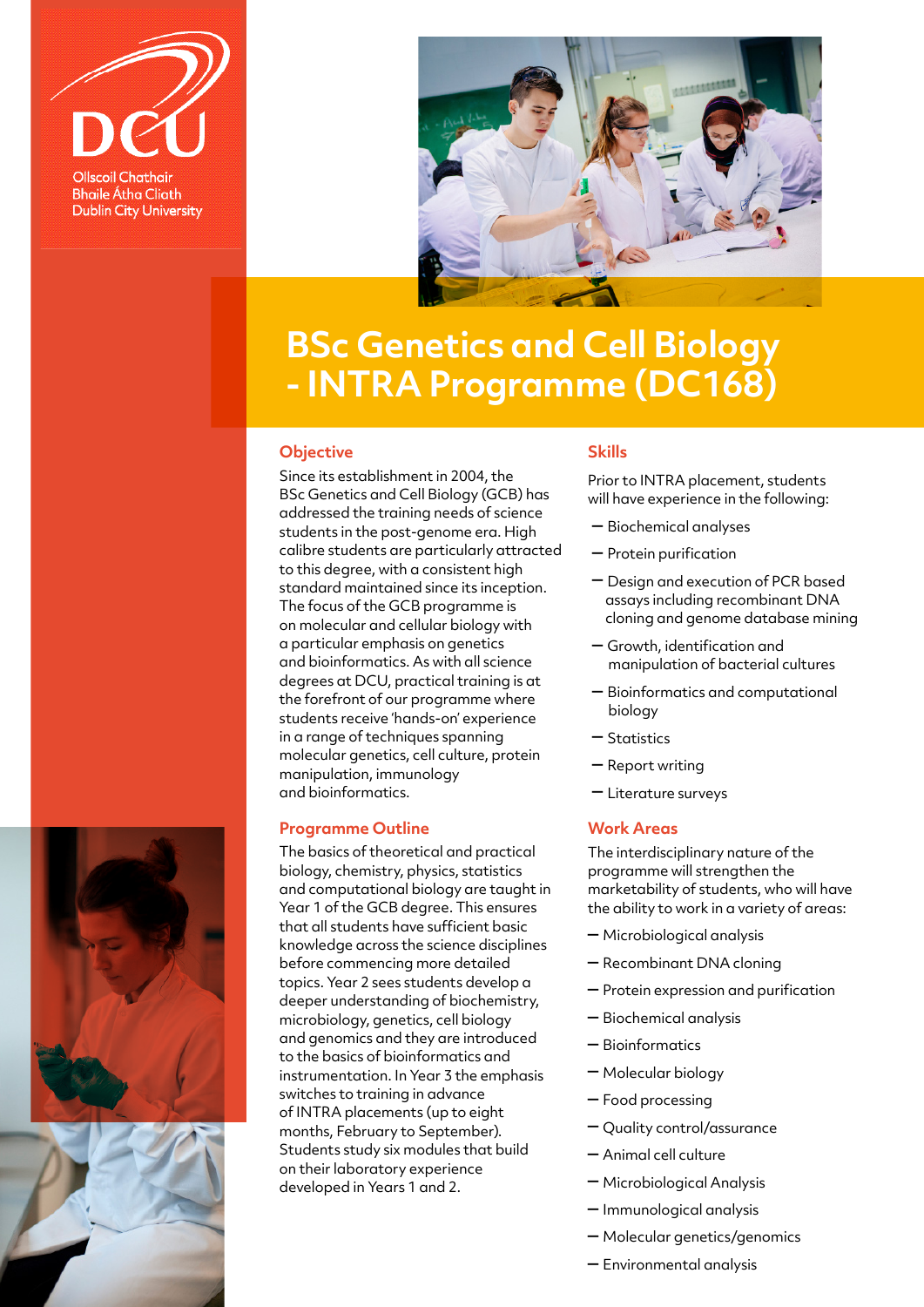Ollscoil Chathair Bhaile Átha Cliath
Dublin City University

# BSc Genetics and Cell Biology - INTRA Programme (DC168)

## Objective

Since its establishment in 2004, the BSc Genetics and Cell Biology (GCB) has addressed the training needs of science students in the post-genome era. High calibre students are particularly attracted to this degree, with a consistent high standard maintained since its inception. The focus of the GCB programme is on molecular and cellular biology with a particular emphasis on genetics and bioinformatics. As with all science degrees at DCU, practical training is at the forefront of our programme where students receive 'hands-on' experience in a range of techniques spanning molecular genetics, cell culture, protein manipulation, immunology and bioinformatics.

## Programme Outline

The basics of theoretical and practical biology, chemistry, physics, statistics and computational biology are taught in Year 1 of the GCB degree. This ensures that all students have sufficient basic knowledge across the science disciplines before commencing more detailed topics. Year 2 sees students develop a deeper understanding of biochemistry, microbiology, genetics, cell biology and genomics and they are introduced to the basics of bioinformatics and instrumentation. In Year 3 the emphasis switches to training in advance of INTRA placements (up to eight months, February to September). Students study six modules that build on their laboratory experience developed in Years 1 and 2.

## Skills

Prior to INTRA placement, students will have experience in the following:

- Biochemical analyses
- Protein purification
- Design and execution of PCR based assays including recombinant DNA cloning and genome database mining
- Growth, identification and manipulation of bacterial cultures
- Bioinformatics and computational biology
- Statistics
- Report writing
- Literature surveys

## Work Areas

The interdisciplinary nature of the programme will strengthen the marketability of students, who will have the ability to work in a variety of areas:

- Microbiological analysis
- Recombinant DNA cloning
- Protein expression and purification
- Biochemical analysis
- Bioinformatics
- Molecular biology
- Food processing
- Quality control/assurance
- Animal cell culture
- Microbiological Analysis
- Immunological analysis
- Molecular genetics/genomics
- Environmental analysis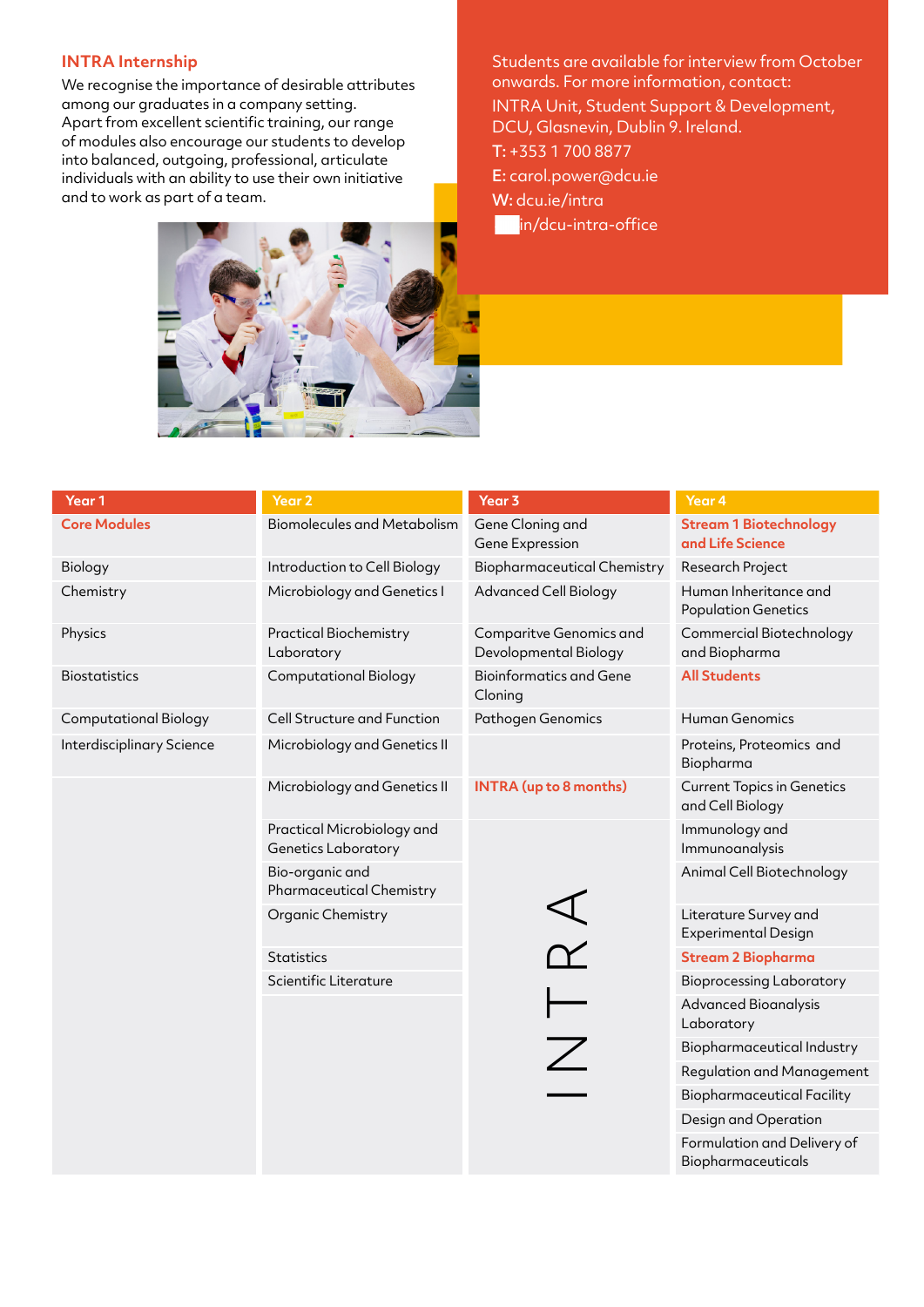## INTRA Internship

We recognise the importance of desirable attributes among our graduates in a company setting. Apart from excellent scientific training, our range of modules also encourage our students to develop into balanced, outgoing, professional, articulate individuals with an ability to use their own initiative and to work as part of a team.

Students are available for interview from October onwards. For more information, contact:

INTRA Unit, Student Support & Development, DCU, Glasnevin, Dublin 9. Ireland.

**T:** +353 1 700 8877

**E:** carol.power@dcu.ie

**W:** dcu.ie/intra

in/dcu-intra-office

| Year 1 | Year 2 | Year 3 | Year 4 |
|---|---|---|---|
| **Core Modules** | Biomolecules and Metabolism | Gene Cloning and Gene Expression | **Stream 1 Biotechnology and Life Science** |
| Biology | Introduction to Cell Biology | Biopharmaceutical Chemistry | Research Project |
| Chemistry | Microbiology and Genetics I | Advanced Cell Biology | Human Inheritance and Population Genetics |
| Physics | Practical Biochemistry Laboratory | Comparitve Genomics and Developmental Biology | Commercial Biotechnology and Biopharma |
| Biostatistics | Computational Biology | Bioinformatics and Gene Cloning | **All Students** |
| Computational Biology | Cell Structure and Function | Pathogen Genomics | Human Genomics |
| Interdisciplinary Science | Microbiology and Genetics II | | Proteins, Proteomics and Biopharma |
| | Microbiology and Genetics II | **INTRA (up to 8 months)** | Current Topics in Genetics and Cell Biology |
| | Practical Microbiology and Genetics Laboratory | INTRA | Immunology and Immunoanalysis |
| | Bio-organic and Pharmaceutical Chemistry | | Animal Cell Biotechnology |
| | Organic Chemistry | | Literature Survey and Experimental Design |
| | Statistics | | **Stream 2 Biopharma** |
| | Scientific Literature | | Bioprocessing Laboratory |
| | | | Advanced Bioanalysis Laboratory |
| | | | Biopharmaceutical Industry |
| | | | Regulation and Management |
| | | | Biopharmaceutical Facility |
| | | | Design and Operation |
| | | | Formulation and Delivery of Biopharmaceuticals |